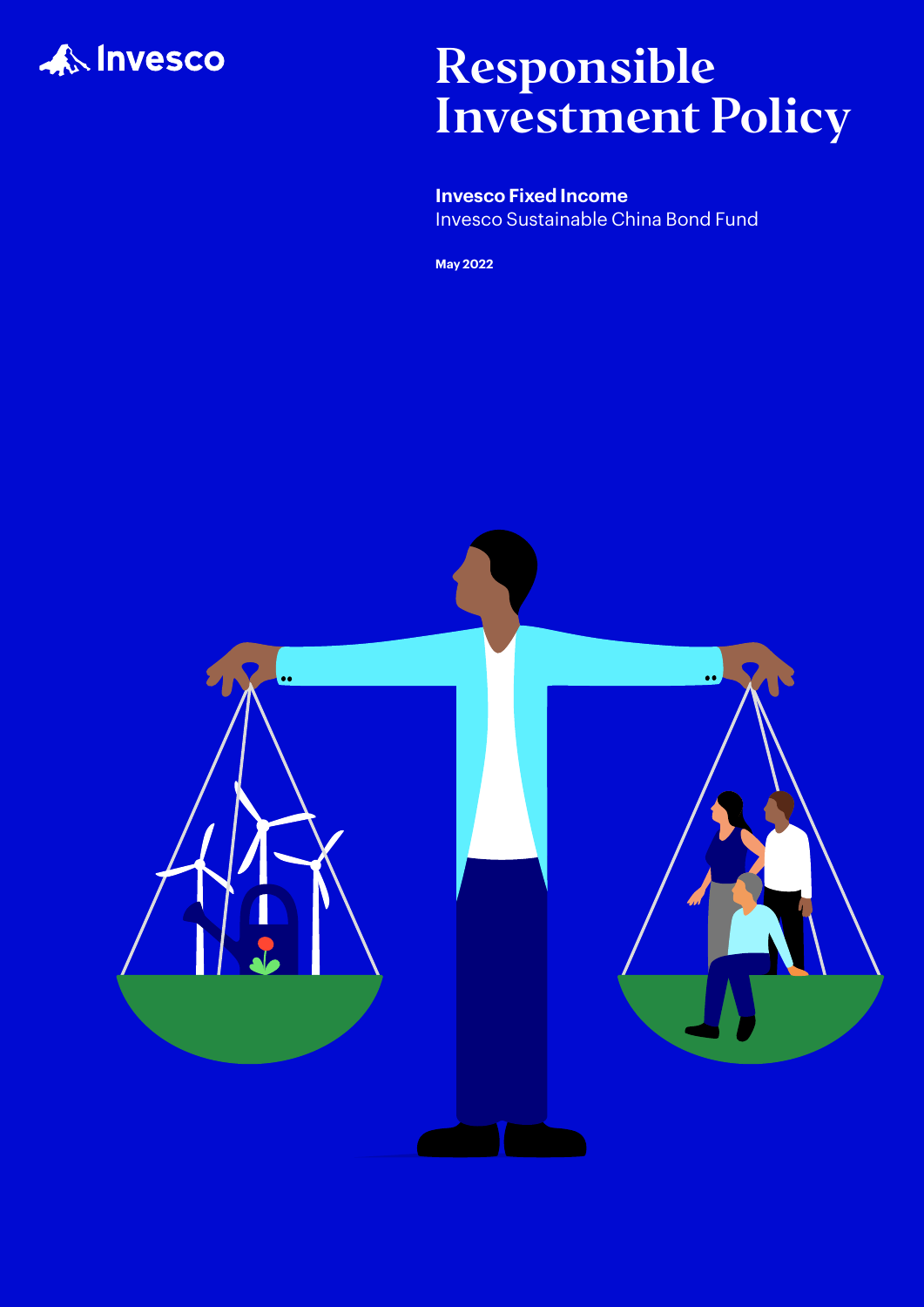Invesco

# Responsible Investment Policy

**Invesco Fixed Income**
Invesco Sustainable China Bond Fund

**May 2022**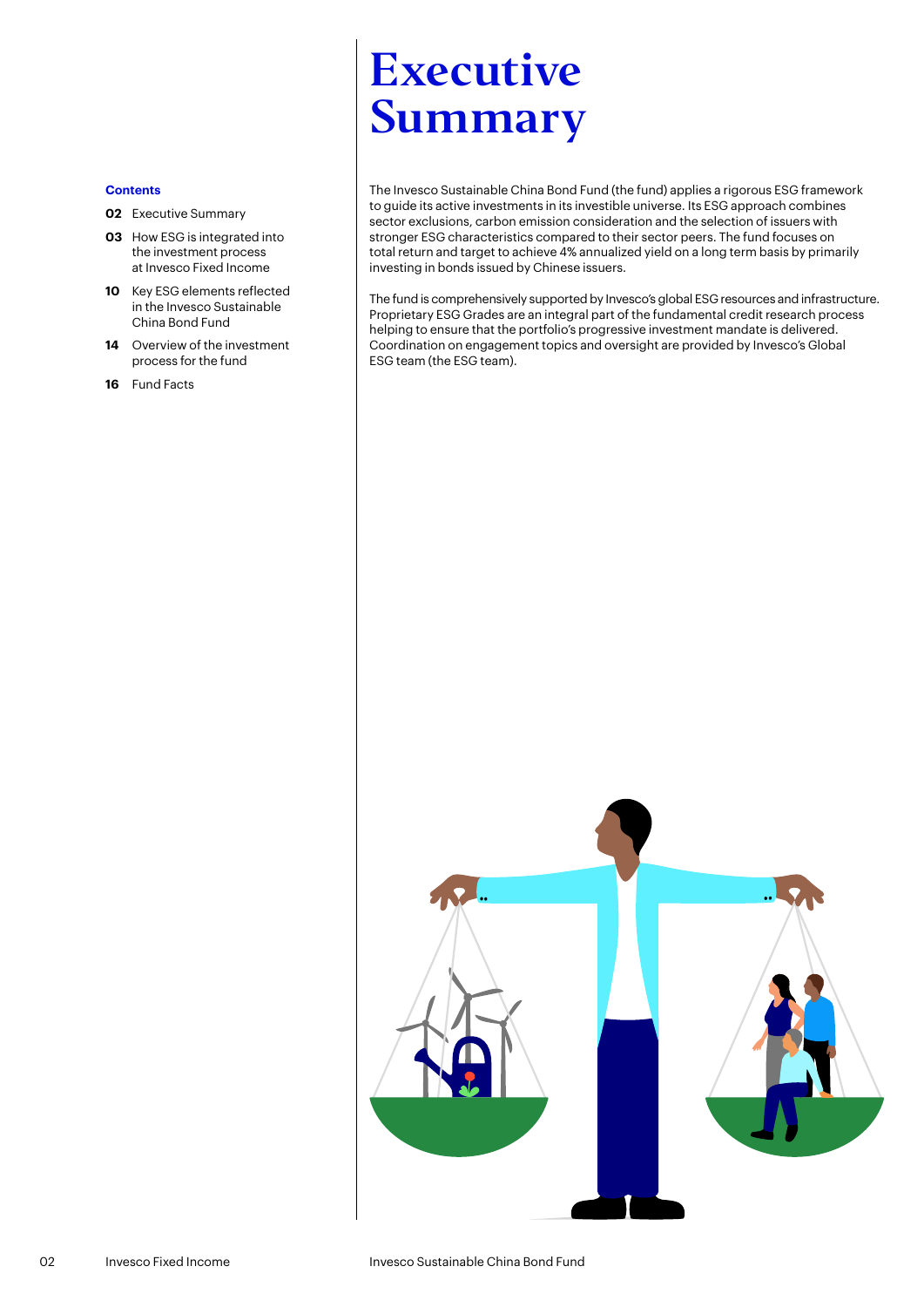**Contents**

- **02** Executive Summary
- **03** How ESG is integrated into the investment process at Invesco Fixed Income
- **10** Key ESG elements reflected in the Invesco Sustainable China Bond Fund
- **14** Overview of the investment process for the fund
- **16** Fund Facts

# Executive Summary

The Invesco Sustainable China Bond Fund (the fund) applies a rigorous ESG framework to guide its active investments in its investible universe. Its ESG approach combines sector exclusions, carbon emission consideration and the selection of issuers with stronger ESG characteristics compared to their sector peers. The fund focuses on total return and target to achieve 4% annualized yield on a long term basis by primarily investing in bonds issued by Chinese issuers.

The fund is comprehensively supported by Invesco's global ESG resources and infrastructure. Proprietary ESG Grades are an integral part of the fundamental credit research process helping to ensure that the portfolio's progressive investment mandate is delivered. Coordination on engagement topics and oversight are provided by Invesco's Global ESG team (the ESG team).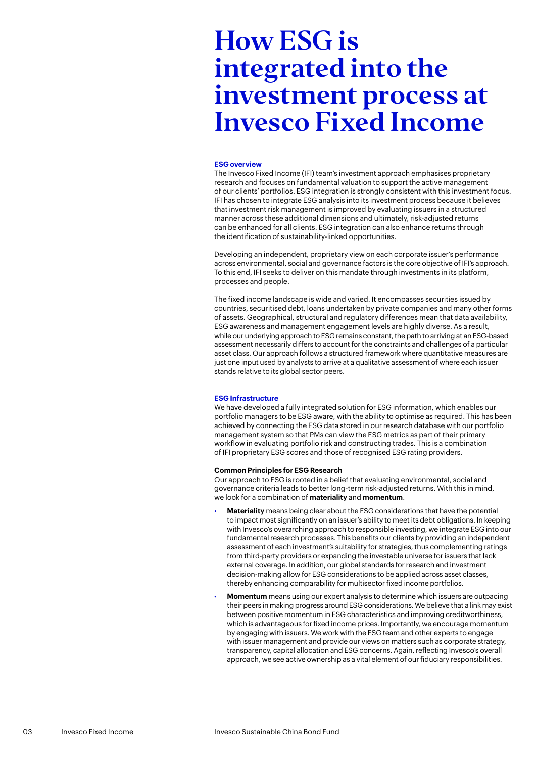# How ESG is integrated into the investment process at Invesco Fixed Income

### ESG overview

The Invesco Fixed Income (IFI) team's investment approach emphasises proprietary research and focuses on fundamental valuation to support the active management of our clients' portfolios. ESG integration is strongly consistent with this investment focus. IFI has chosen to integrate ESG analysis into its investment process because it believes that investment risk management is improved by evaluating issuers in a structured manner across these additional dimensions and ultimately, risk-adjusted returns can be enhanced for all clients. ESG integration can also enhance returns through the identification of sustainability-linked opportunities.

Developing an independent, proprietary view on each corporate issuer's performance across environmental, social and governance factors is the core objective of IFI's approach. To this end, IFI seeks to deliver on this mandate through investments in its platform, processes and people.

The fixed income landscape is wide and varied. It encompasses securities issued by countries, securitised debt, loans undertaken by private companies and many other forms of assets. Geographical, structural and regulatory differences mean that data availability, ESG awareness and management engagement levels are highly diverse. As a result, while our underlying approach to ESG remains constant, the path to arriving at an ESG-based assessment necessarily differs to account for the constraints and challenges of a particular asset class. Our approach follows a structured framework where quantitative measures are just one input used by analysts to arrive at a qualitative assessment of where each issuer stands relative to its global sector peers.

### ESG Infrastructure

We have developed a fully integrated solution for ESG information, which enables our portfolio managers to be ESG aware, with the ability to optimise as required. This has been achieved by connecting the ESG data stored in our research database with our portfolio management system so that PMs can view the ESG metrics as part of their primary workflow in evaluating portfolio risk and constructing trades. This is a combination of IFI proprietary ESG scores and those of recognised ESG rating providers.

**Common Principles for ESG Research**

Our approach to ESG is rooted in a belief that evaluating environmental, social and governance criteria leads to better long-term risk-adjusted returns. With this in mind, we look for a combination of **materiality** and **momentum**.

- **Materiality** means being clear about the ESG considerations that have the potential to impact most significantly on an issuer's ability to meet its debt obligations. In keeping with Invesco's overarching approach to responsible investing, we integrate ESG into our fundamental research processes. This benefits our clients by providing an independent assessment of each investment's suitability for strategies, thus complementing ratings from third-party providers or expanding the investable universe for issuers that lack external coverage. In addition, our global standards for research and investment decision-making allow for ESG considerations to be applied across asset classes, thereby enhancing comparability for multisector fixed income portfolios.
- **Momentum** means using our expert analysis to determine which issuers are outpacing their peers in making progress around ESG considerations. We believe that a link may exist between positive momentum in ESG characteristics and improving creditworthiness, which is advantageous for fixed income prices. Importantly, we encourage momentum by engaging with issuers. We work with the ESG team and other experts to engage with issuer management and provide our views on matters such as corporate strategy, transparency, capital allocation and ESG concerns. Again, reflecting Invesco's overall approach, we see active ownership as a vital element of our fiduciary responsibilities.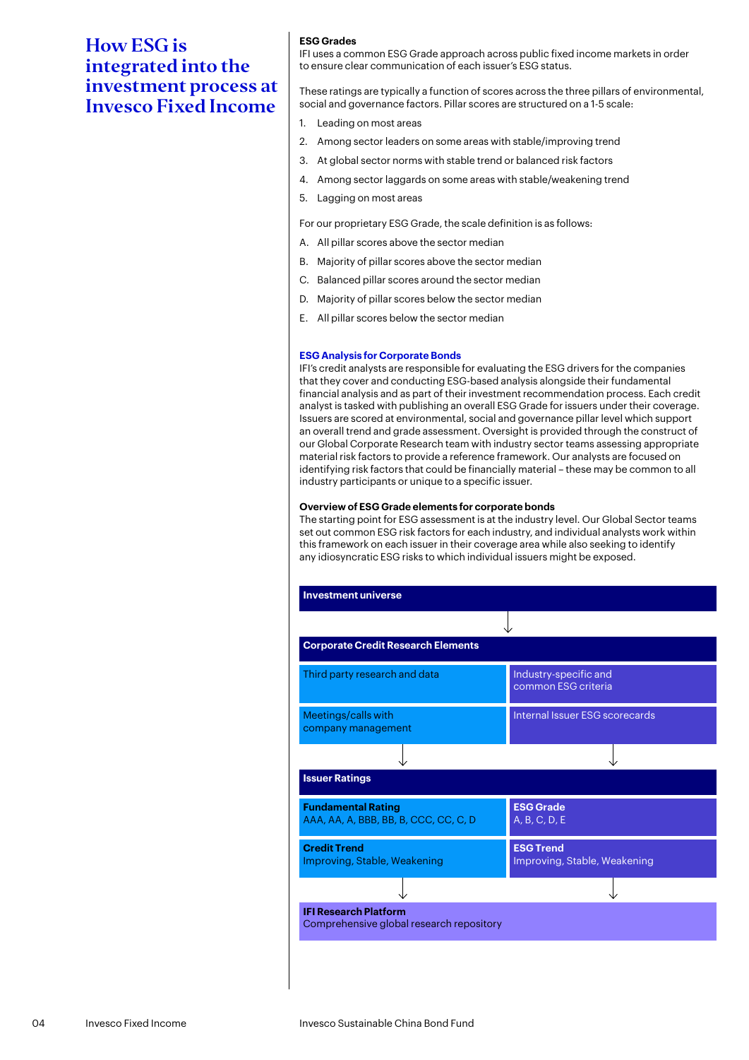# How ESG is integrated into the investment process at Invesco Fixed Income

**ESG Grades**

IFI uses a common ESG Grade approach across public fixed income markets in order to ensure clear communication of each issuer's ESG status.

These ratings are typically a function of scores across the three pillars of environmental, social and governance factors. Pillar scores are structured on a 1-5 scale:

1. Leading on most areas
2. Among sector leaders on some areas with stable/improving trend
3. At global sector norms with stable trend or balanced risk factors
4. Among sector laggards on some areas with stable/weakening trend
5. Lagging on most areas

For our proprietary ESG Grade, the scale definition is as follows:

A. All pillar scores above the sector median

B. Majority of pillar scores above the sector median

C. Balanced pillar scores around the sector median

D. Majority of pillar scores below the sector median

E. All pillar scores below the sector median

**ESG Analysis for Corporate Bonds**

IFI's credit analysts are responsible for evaluating the ESG drivers for the companies that they cover and conducting ESG-based analysis alongside their fundamental financial analysis and as part of their investment recommendation process. Each credit analyst is tasked with publishing an overall ESG Grade for issuers under their coverage. Issuers are scored at environmental, social and governance pillar level which support an overall trend and grade assessment. Oversight is provided through the construct of our Global Corporate Research team with industry sector teams assessing appropriate material risk factors to provide a reference framework. Our analysts are focused on identifying risk factors that could be financially material – these may be common to all industry participants or unique to a specific issuer.

**Overview of ESG Grade elements for corporate bonds**

The starting point for ESG assessment is at the industry level. Our Global Sector teams set out common ESG risk factors for each industry, and individual analysts work within this framework on each issuer in their coverage area while also seeking to identify any idiosyncratic ESG risks to which individual issuers might be exposed.

**Investment universe**

↓

**Corporate Credit Research Elements**

| | |
|---|---|
| Third party research and data | Industry-specific and common ESG criteria |
| Meetings/calls with company management | Internal Issuer ESG scorecards |

↓

**Issuer Ratings**

| | |
|---|---|
| **Fundamental Rating** AAA, AA, A, BBB, BB, B, CCC, CC, C, D | **ESG Grade** A, B, C, D, E |
| **Credit Trend** Improving, Stable, Weakening | **ESG Trend** Improving, Stable, Weakening |

↓

**IFI Research Platform**
Comprehensive global research repository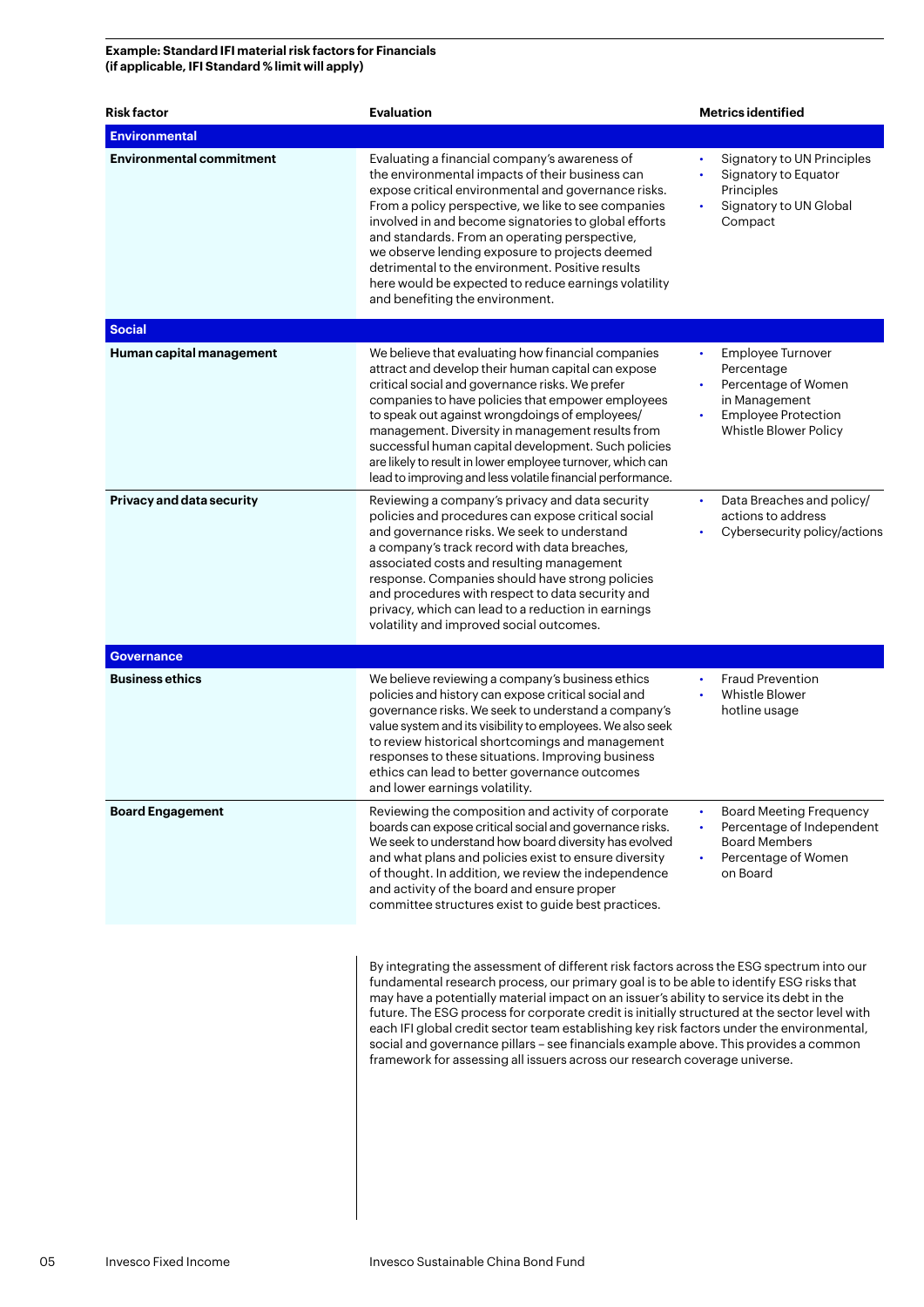**Example: Standard IFI material risk factors for Financials (if applicable, IFI Standard % limit will apply)**

| Risk factor | Evaluation | Metrics identified |
|---|---|---|
| **Environmental** | | |
| **Environmental commitment** | Evaluating a financial company's awareness of the environmental impacts of their business can expose critical environmental and governance risks. From a policy perspective, we like to see companies involved in and become signatories to global efforts and standards. From an operating perspective, we observe lending exposure to projects deemed detrimental to the environment. Positive results here would be expected to reduce earnings volatility and benefiting the environment. | • Signatory to UN Principles<br>• Signatory to Equator Principles<br>• Signatory to UN Global Compact |
| **Social** | | |
| **Human capital management** | We believe that evaluating how financial companies attract and develop their human capital can expose critical social and governance risks. We prefer companies to have policies that empower employees to speak out against wrongdoings of employees/ management. Diversity in management results from successful human capital development. Such policies are likely to result in lower employee turnover, which can lead to improving and less volatile financial performance. | • Employee Turnover Percentage<br>• Percentage of Women in Management<br>• Employee Protection Whistle Blower Policy |
| **Privacy and data security** | Reviewing a company's privacy and data security policies and procedures can expose critical social and governance risks. We seek to understand a company's track record with data breaches, associated costs and resulting management response. Companies should have strong policies and procedures with respect to data security and privacy, which can lead to a reduction in earnings volatility and improved social outcomes. | • Data Breaches and policy/ actions to address<br>• Cybersecurity policy/actions |
| **Governance** | | |
| **Business ethics** | We believe reviewing a company's business ethics policies and history can expose critical social and governance risks. We seek to understand a company's value system and its visibility to employees. We also seek to review historical shortcomings and management responses to these situations. Improving business ethics can lead to better governance outcomes and lower earnings volatility. | • Fraud Prevention<br>• Whistle Blower hotline usage |
| **Board Engagement** | Reviewing the composition and activity of corporate boards can expose critical social and governance risks. We seek to understand how board diversity has evolved and what plans and policies exist to ensure diversity of thought. In addition, we review the independence and activity of the board and ensure proper committee structures exist to guide best practices. | • Board Meeting Frequency<br>• Percentage of Independent Board Members<br>• Percentage of Women on Board |

By integrating the assessment of different risk factors across the ESG spectrum into our fundamental research process, our primary goal is to be able to identify ESG risks that may have a potentially material impact on an issuer's ability to service its debt in the future. The ESG process for corporate credit is initially structured at the sector level with each IFI global credit sector team establishing key risk factors under the environmental, social and governance pillars – see financials example above. This provides a common framework for assessing all issuers across our research coverage universe.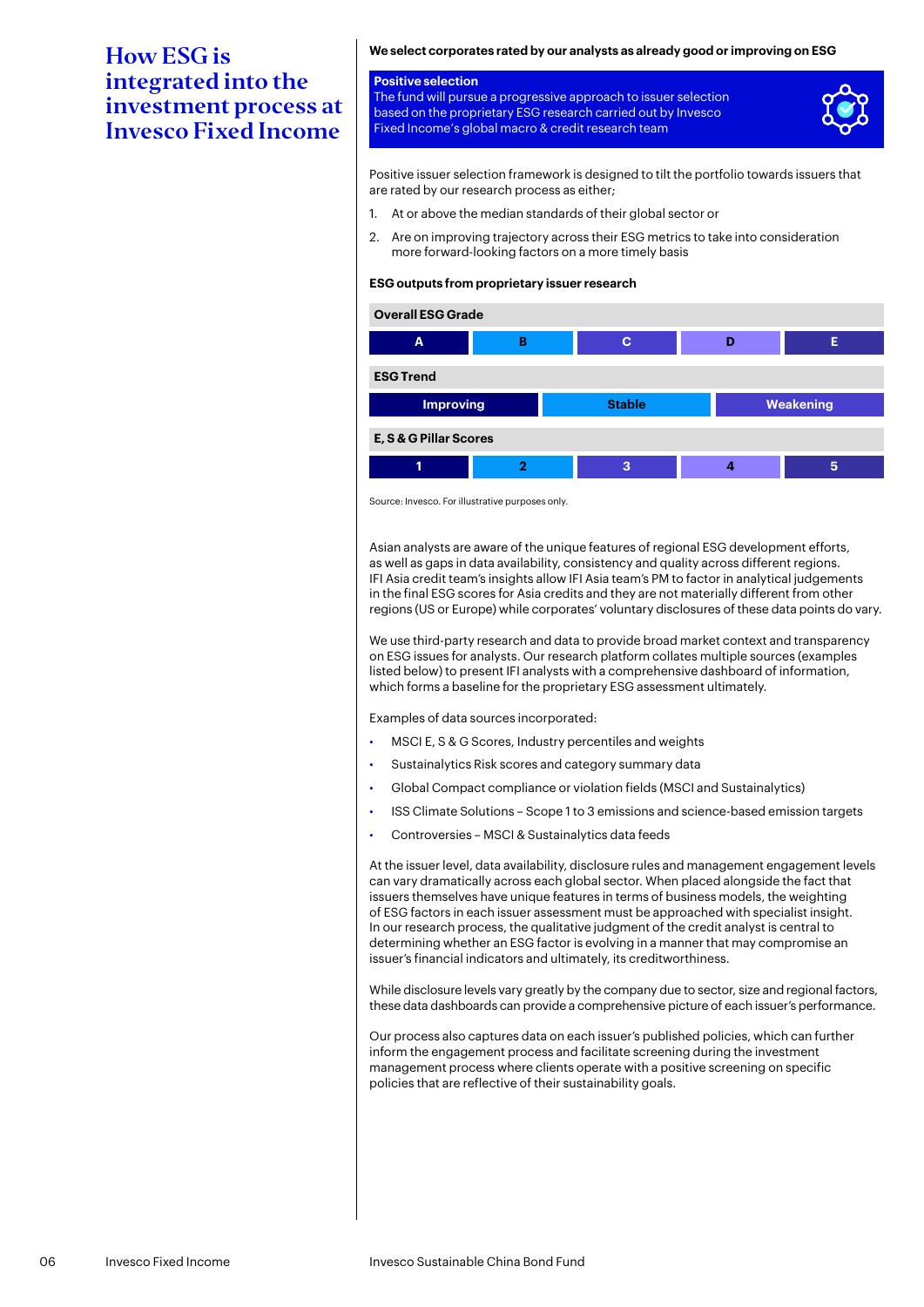# How ESG is integrated into the investment process at Invesco Fixed Income

**We select corporates rated by our analysts as already good or improving on ESG**

**Positive selection**
The fund will pursue a progressive approach to issuer selection based on the proprietary ESG research carried out by Invesco Fixed Income's global macro & credit research team

Positive issuer selection framework is designed to tilt the portfolio towards issuers that are rated by our research process as either;

1. At or above the median standards of their global sector or
2. Are on improving trajectory across their ESG metrics to take into consideration more forward-looking factors on a more timely basis

**ESG outputs from proprietary issuer research**

| Overall ESG Grade | | | | |
|---|---|---|---|---|
| A | B | C | D | E |

| ESG Trend | | |
|---|---|---|
| Improving | Stable | Weakening |

| E, S & G Pillar Scores | | | | |
|---|---|---|---|---|
| 1 | 2 | 3 | 4 | 5 |

Source: Invesco. For illustrative purposes only.

Asian analysts are aware of the unique features of regional ESG development efforts, as well as gaps in data availability, consistency and quality across different regions. IFI Asia credit team's insights allow IFI Asia team's PM to factor in analytical judgements in the final ESG scores for Asia credits and they are not materially different from other regions (US or Europe) while corporates' voluntary disclosures of these data points do vary.

We use third-party research and data to provide broad market context and transparency on ESG issues for analysts. Our research platform collates multiple sources (examples listed below) to present IFI analysts with a comprehensive dashboard of information, which forms a baseline for the proprietary ESG assessment ultimately.

Examples of data sources incorporated:

- MSCI E, S & G Scores, Industry percentiles and weights
- Sustainalytics Risk scores and category summary data
- Global Compact compliance or violation fields (MSCI and Sustainalytics)
- ISS Climate Solutions – Scope 1 to 3 emissions and science-based emission targets
- Controversies – MSCI & Sustainalytics data feeds

At the issuer level, data availability, disclosure rules and management engagement levels can vary dramatically across each global sector. When placed alongside the fact that issuers themselves have unique features in terms of business models, the weighting of ESG factors in each issuer assessment must be approached with specialist insight. In our research process, the qualitative judgment of the credit analyst is central to determining whether an ESG factor is evolving in a manner that may compromise an issuer's financial indicators and ultimately, its creditworthiness.

While disclosure levels vary greatly by the company due to sector, size and regional factors, these data dashboards can provide a comprehensive picture of each issuer's performance.

Our process also captures data on each issuer's published policies, which can further inform the engagement process and facilitate screening during the investment management process where clients operate with a positive screening on specific policies that are reflective of their sustainability goals.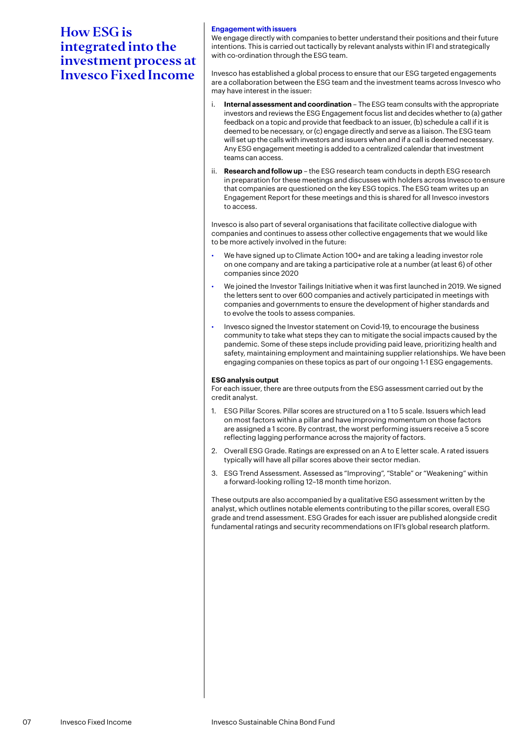# How ESG is integrated into the investment process at Invesco Fixed Income

**Engagement with issuers**

We engage directly with companies to better understand their positions and their future intentions. This is carried out tactically by relevant analysts within IFI and strategically with co-ordination through the ESG team.

Invesco has established a global process to ensure that our ESG targeted engagements are a collaboration between the ESG team and the investment teams across Invesco who may have interest in the issuer:

i. **Internal assessment and coordination** – The ESG team consults with the appropriate investors and reviews the ESG Engagement focus list and decides whether to (a) gather feedback on a topic and provide that feedback to an issuer, (b) schedule a call if it is deemed to be necessary, or (c) engage directly and serve as a liaison. The ESG team will set up the calls with investors and issuers when and if a call is deemed necessary. Any ESG engagement meeting is added to a centralized calendar that investment teams can access.

ii. **Research and follow up** – the ESG research team conducts in depth ESG research in preparation for these meetings and discusses with holders across Invesco to ensure that companies are questioned on the key ESG topics. The ESG team writes up an Engagement Report for these meetings and this is shared for all Invesco investors to access.

Invesco is also part of several organisations that facilitate collective dialogue with companies and continues to assess other collective engagements that we would like to be more actively involved in the future:

- We have signed up to Climate Action 100+ and are taking a leading investor role on one company and are taking a participative role at a number (at least 6) of other companies since 2020
- We joined the Investor Tailings Initiative when it was first launched in 2019. We signed the letters sent to over 600 companies and actively participated in meetings with companies and governments to ensure the development of higher standards and to evolve the tools to assess companies.
- Invesco signed the Investor statement on Covid-19, to encourage the business community to take what steps they can to mitigate the social impacts caused by the pandemic. Some of these steps include providing paid leave, prioritizing health and safety, maintaining employment and maintaining supplier relationships. We have been engaging companies on these topics as part of our ongoing 1-1 ESG engagements.

**ESG analysis output**

For each issuer, there are three outputs from the ESG assessment carried out by the credit analyst.

1. ESG Pillar Scores. Pillar scores are structured on a 1 to 5 scale. Issuers which lead on most factors within a pillar and have improving momentum on those factors are assigned a 1 score. By contrast, the worst performing issuers receive a 5 score reflecting lagging performance across the majority of factors.
2. Overall ESG Grade. Ratings are expressed on an A to E letter scale. A rated issuers typically will have all pillar scores above their sector median.
3. ESG Trend Assessment. Assessed as "Improving", "Stable" or "Weakening" within a forward-looking rolling 12–18 month time horizon.

These outputs are also accompanied by a qualitative ESG assessment written by the analyst, which outlines notable elements contributing to the pillar scores, overall ESG grade and trend assessment. ESG Grades for each issuer are published alongside credit fundamental ratings and security recommendations on IFI's global research platform.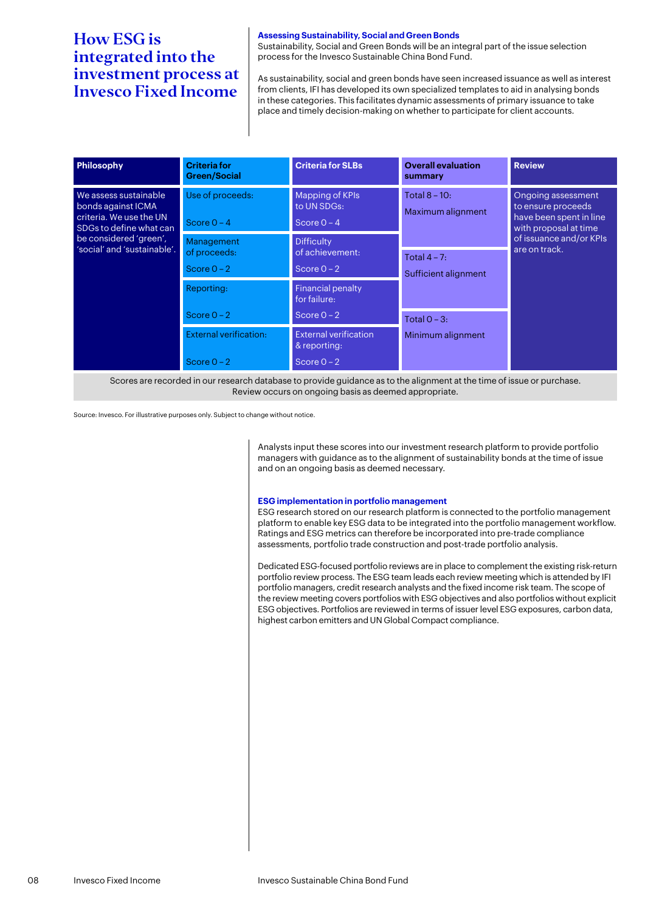# How ESG is integrated into the investment process at Invesco Fixed Income

**Assessing Sustainability, Social and Green Bonds**

Sustainability, Social and Green Bonds will be an integral part of the issue selection process for the Invesco Sustainable China Bond Fund.

As sustainability, social and green bonds have seen increased issuance as well as interest from clients, IFI has developed its own specialized templates to aid in analysing bonds in these categories. This facilitates dynamic assessments of primary issuance to take place and timely decision-making on whether to participate for client accounts.

| Philosophy | Criteria for Green/Social | Criteria for SLBs | Overall evaluation summary | Review |
|---|---|---|---|---|
| We assess sustainable bonds against ICMA criteria. We use the UN SDGs to define what can be considered 'green', 'social' and 'sustainable'. | Use of proceeds: Score 0 – 4 | Mapping of KPIs to UN SDGs: Score 0 – 4 | Total 8 – 10: Maximum alignment | Ongoing assessment to ensure proceeds have been spent in line with proposal at time of issuance and/or KPIs are on track. |
| | Management of proceeds: Score 0 – 2 | Difficulty of achievement: Score 0 – 2 | Total 4 – 7: Sufficient alignment | |
| | Reporting: Score 0 – 2 | Financial penalty for failure: Score 0 – 2 | | |
| | External verification: Score 0 – 2 | External verification & reporting: Score 0 – 2 | Total 0 – 3: Minimum alignment | |

Scores are recorded in our research database to provide guidance as to the alignment at the time of issue or purchase. Review occurs on ongoing basis as deemed appropriate.

Source: Invesco. For illustrative purposes only. Subject to change without notice.

Analysts input these scores into our investment research platform to provide portfolio managers with guidance as to the alignment of sustainability bonds at the time of issue and on an ongoing basis as deemed necessary.

**ESG implementation in portfolio management**

ESG research stored on our research platform is connected to the portfolio management platform to enable key ESG data to be integrated into the portfolio management workflow. Ratings and ESG metrics can therefore be incorporated into pre-trade compliance assessments, portfolio trade construction and post-trade portfolio analysis.

Dedicated ESG-focused portfolio reviews are in place to complement the existing risk-return portfolio review process. The ESG team leads each review meeting which is attended by IFI portfolio managers, credit research analysts and the fixed income risk team. The scope of the review meeting covers portfolios with ESG objectives and also portfolios without explicit ESG objectives. Portfolios are reviewed in terms of issuer level ESG exposures, carbon data, highest carbon emitters and UN Global Compact compliance.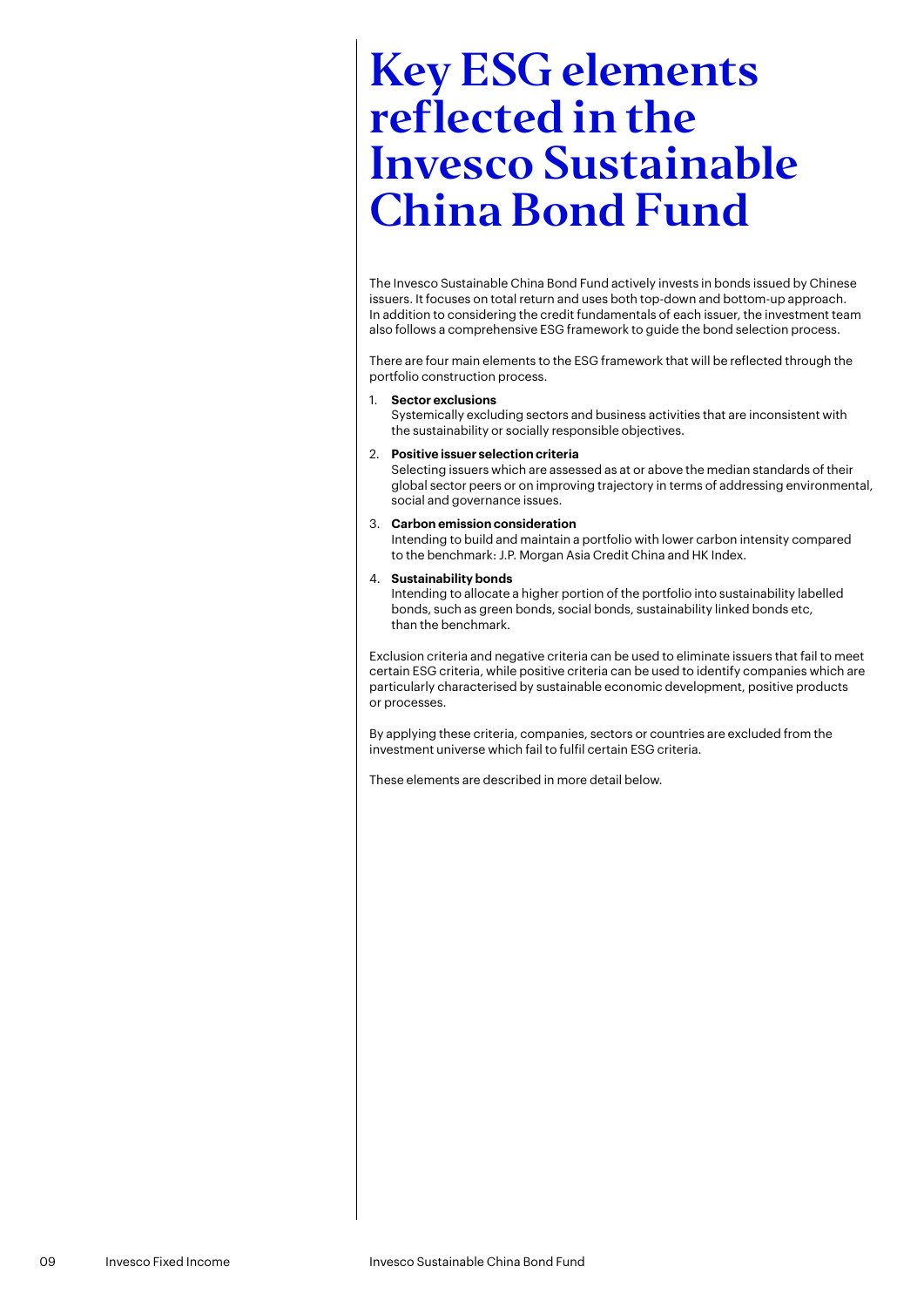# Key ESG elements reflected in the Invesco Sustainable China Bond Fund

The Invesco Sustainable China Bond Fund actively invests in bonds issued by Chinese issuers. It focuses on total return and uses both top-down and bottom-up approach. In addition to considering the credit fundamentals of each issuer, the investment team also follows a comprehensive ESG framework to guide the bond selection process.

There are four main elements to the ESG framework that will be reflected through the portfolio construction process.

1. **Sector exclusions**
   Systemically excluding sectors and business activities that are inconsistent with the sustainability or socially responsible objectives.
2. **Positive issuer selection criteria**
   Selecting issuers which are assessed as at or above the median standards of their global sector peers or on improving trajectory in terms of addressing environmental, social and governance issues.
3. **Carbon emission consideration**
   Intending to build and maintain a portfolio with lower carbon intensity compared to the benchmark: J.P. Morgan Asia Credit China and HK Index.
4. **Sustainability bonds**
   Intending to allocate a higher portion of the portfolio into sustainability labelled bonds, such as green bonds, social bonds, sustainability linked bonds etc, than the benchmark.

Exclusion criteria and negative criteria can be used to eliminate issuers that fail to meet certain ESG criteria, while positive criteria can be used to identify companies which are particularly characterised by sustainable economic development, positive products or processes.

By applying these criteria, companies, sectors or countries are excluded from the investment universe which fail to fulfil certain ESG criteria.

These elements are described in more detail below.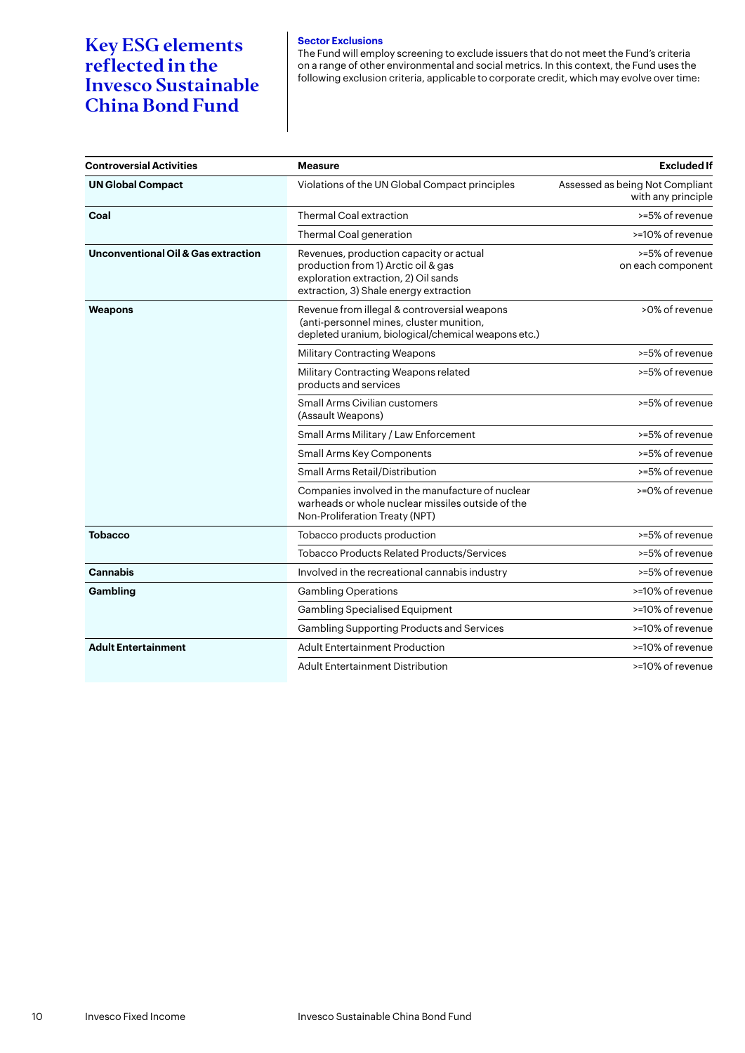# Key ESG elements reflected in the Invesco Sustainable China Bond Fund

**Sector Exclusions**

The Fund will employ screening to exclude issuers that do not meet the Fund's criteria on a range of other environmental and social metrics. In this context, the Fund uses the following exclusion criteria, applicable to corporate credit, which may evolve over time:

| Controversial Activities | Measure | Excluded If |
|---|---|---|
| **UN Global Compact** | Violations of the UN Global Compact principles | Assessed as being Not Compliant with any principle |
| **Coal** | Thermal Coal extraction | >=5% of revenue |
| | Thermal Coal generation | >=10% of revenue |
| **Unconventional Oil & Gas extraction** | Revenues, production capacity or actual production from 1) Arctic oil & gas exploration extraction, 2) Oil sands extraction, 3) Shale energy extraction | >=5% of revenue on each component |
| **Weapons** | Revenue from illegal & controversial weapons (anti-personnel mines, cluster munition, depleted uranium, biological/chemical weapons etc.) | >0% of revenue |
| | Military Contracting Weapons | >=5% of revenue |
| | Military Contracting Weapons related products and services | >=5% of revenue |
| | Small Arms Civilian customers (Assault Weapons) | >=5% of revenue |
| | Small Arms Military / Law Enforcement | >=5% of revenue |
| | Small Arms Key Components | >=5% of revenue |
| | Small Arms Retail/Distribution | >=5% of revenue |
| | Companies involved in the manufacture of nuclear warheads or whole nuclear missiles outside of the Non-Proliferation Treaty (NPT) | >=0% of revenue |
| **Tobacco** | Tobacco products production | >=5% of revenue |
| | Tobacco Products Related Products/Services | >=5% of revenue |
| **Cannabis** | Involved in the recreational cannabis industry | >=5% of revenue |
| **Gambling** | Gambling Operations | >=10% of revenue |
| | Gambling Specialised Equipment | >=10% of revenue |
| | Gambling Supporting Products and Services | >=10% of revenue |
| **Adult Entertainment** | Adult Entertainment Production | >=10% of revenue |
| | Adult Entertainment Distribution | >=10% of revenue |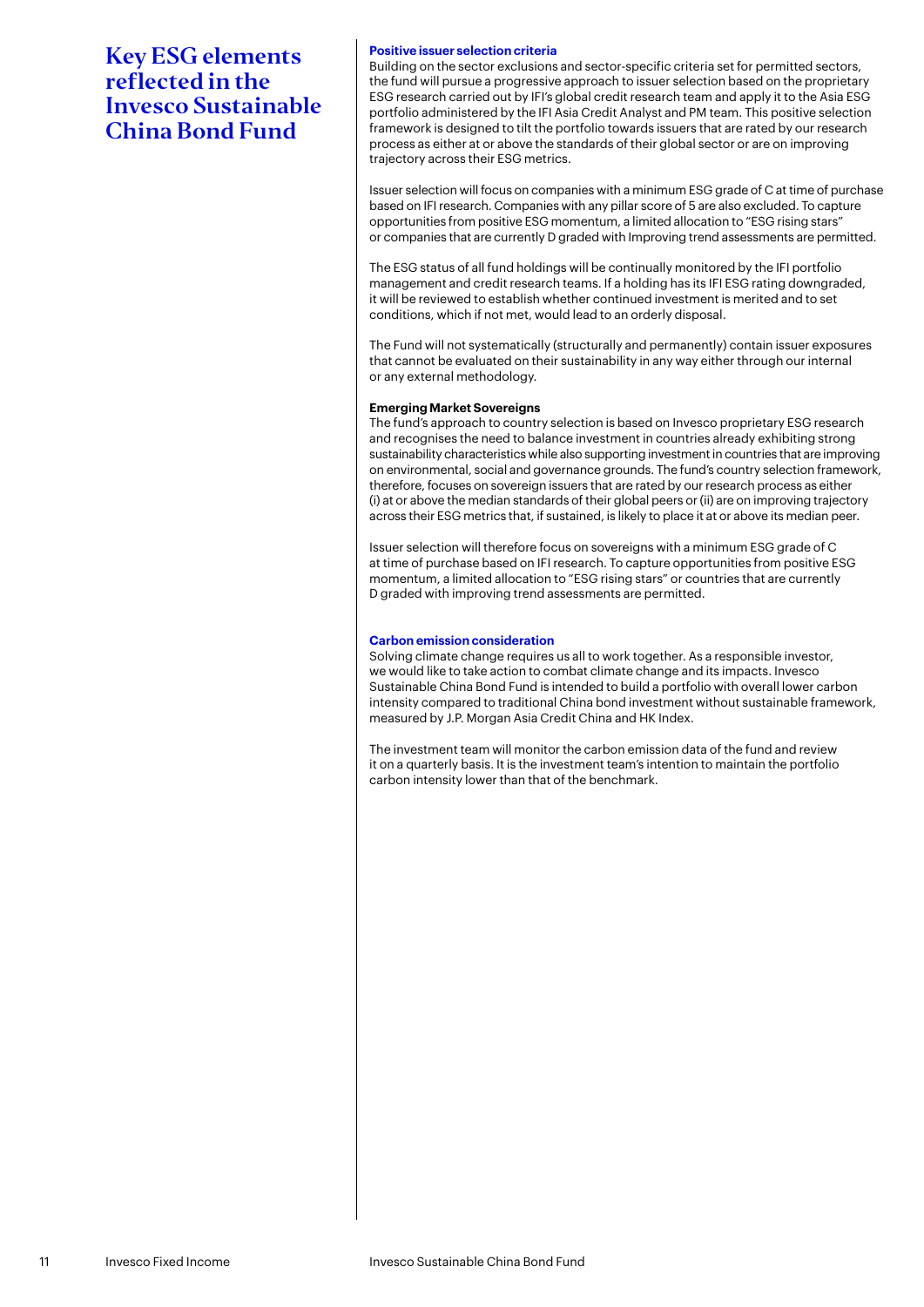# Key ESG elements reflected in the Invesco Sustainable China Bond Fund

### Positive issuer selection criteria

Building on the sector exclusions and sector-specific criteria set for permitted sectors, the fund will pursue a progressive approach to issuer selection based on the proprietary ESG research carried out by IFI's global credit research team and apply it to the Asia ESG portfolio administered by the IFI Asia Credit Analyst and PM team. This positive selection framework is designed to tilt the portfolio towards issuers that are rated by our research process as either at or above the standards of their global sector or are on improving trajectory across their ESG metrics.

Issuer selection will focus on companies with a minimum ESG grade of C at time of purchase based on IFI research. Companies with any pillar score of 5 are also excluded. To capture opportunities from positive ESG momentum, a limited allocation to "ESG rising stars" or companies that are currently D graded with Improving trend assessments are permitted.

The ESG status of all fund holdings will be continually monitored by the IFI portfolio management and credit research teams. If a holding has its IFI ESG rating downgraded, it will be reviewed to establish whether continued investment is merited and to set conditions, which if not met, would lead to an orderly disposal.

The Fund will not systematically (structurally and permanently) contain issuer exposures that cannot be evaluated on their sustainability in any way either through our internal or any external methodology.

**Emerging Market Sovereigns**

The fund's approach to country selection is based on Invesco proprietary ESG research and recognises the need to balance investment in countries already exhibiting strong sustainability characteristics while also supporting investment in countries that are improving on environmental, social and governance grounds. The fund's country selection framework, therefore, focuses on sovereign issuers that are rated by our research process as either (i) at or above the median standards of their global peers or (ii) are on improving trajectory across their ESG metrics that, if sustained, is likely to place it at or above its median peer.

Issuer selection will therefore focus on sovereigns with a minimum ESG grade of C at time of purchase based on IFI research. To capture opportunities from positive ESG momentum, a limited allocation to "ESG rising stars" or countries that are currently D graded with improving trend assessments are permitted.

### Carbon emission consideration

Solving climate change requires us all to work together. As a responsible investor, we would like to take action to combat climate change and its impacts. Invesco Sustainable China Bond Fund is intended to build a portfolio with overall lower carbon intensity compared to traditional China bond investment without sustainable framework, measured by J.P. Morgan Asia Credit China and HK Index.

The investment team will monitor the carbon emission data of the fund and review it on a quarterly basis. It is the investment team's intention to maintain the portfolio carbon intensity lower than that of the benchmark.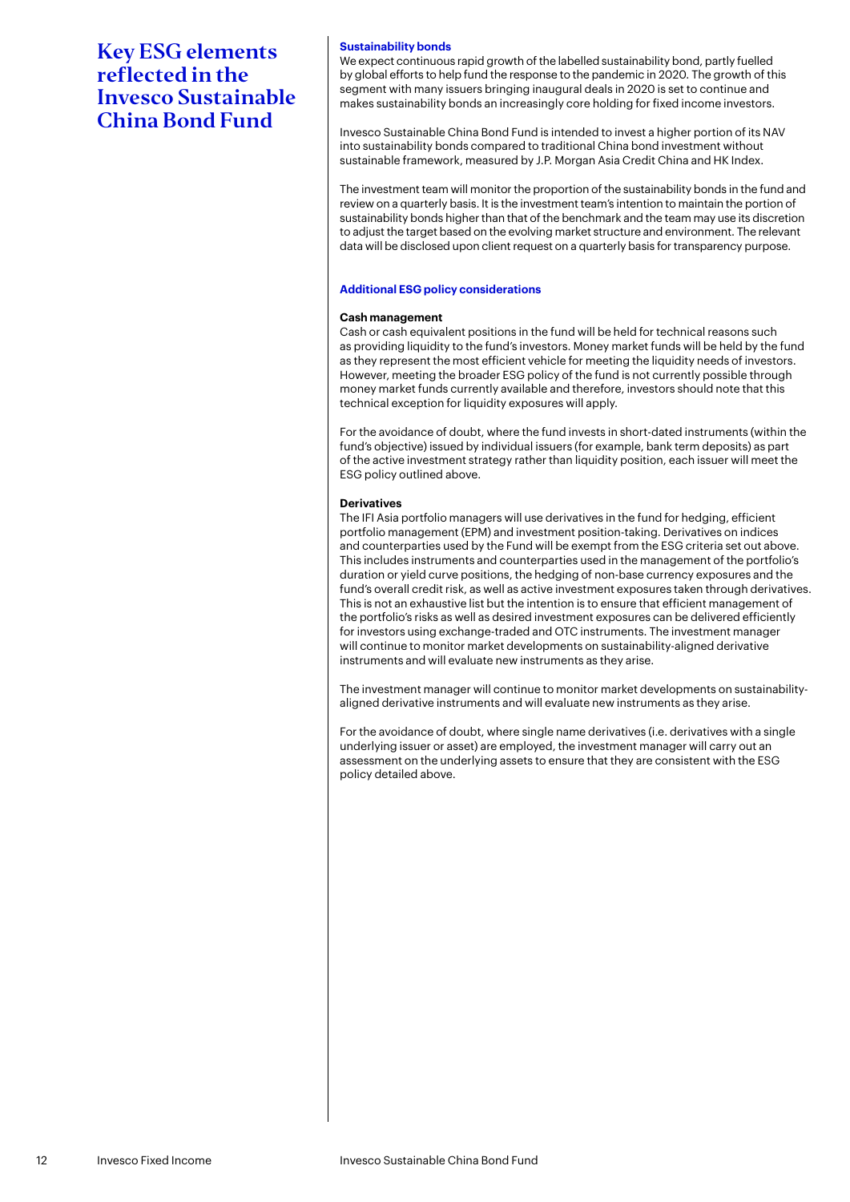# Key ESG elements reflected in the Invesco Sustainable China Bond Fund

## Sustainability bonds

We expect continuous rapid growth of the labelled sustainability bond, partly fuelled by global efforts to help fund the response to the pandemic in 2020. The growth of this segment with many issuers bringing inaugural deals in 2020 is set to continue and makes sustainability bonds an increasingly core holding for fixed income investors.

Invesco Sustainable China Bond Fund is intended to invest a higher portion of its NAV into sustainability bonds compared to traditional China bond investment without sustainable framework, measured by J.P. Morgan Asia Credit China and HK Index.

The investment team will monitor the proportion of the sustainability bonds in the fund and review on a quarterly basis. It is the investment team's intention to maintain the portion of sustainability bonds higher than that of the benchmark and the team may use its discretion to adjust the target based on the evolving market structure and environment. The relevant data will be disclosed upon client request on a quarterly basis for transparency purpose.

## Additional ESG policy considerations

### Cash management

Cash or cash equivalent positions in the fund will be held for technical reasons such as providing liquidity to the fund's investors. Money market funds will be held by the fund as they represent the most efficient vehicle for meeting the liquidity needs of investors. However, meeting the broader ESG policy of the fund is not currently possible through money market funds currently available and therefore, investors should note that this technical exception for liquidity exposures will apply.

For the avoidance of doubt, where the fund invests in short-dated instruments (within the fund's objective) issued by individual issuers (for example, bank term deposits) as part of the active investment strategy rather than liquidity position, each issuer will meet the ESG policy outlined above.

### Derivatives

The IFI Asia portfolio managers will use derivatives in the fund for hedging, efficient portfolio management (EPM) and investment position-taking. Derivatives on indices and counterparties used by the Fund will be exempt from the ESG criteria set out above. This includes instruments and counterparties used in the management of the portfolio's duration or yield curve positions, the hedging of non-base currency exposures and the fund's overall credit risk, as well as active investment exposures taken through derivatives. This is not an exhaustive list but the intention is to ensure that efficient management of the portfolio's risks as well as desired investment exposures can be delivered efficiently for investors using exchange-traded and OTC instruments. The investment manager will continue to monitor market developments on sustainability-aligned derivative instruments and will evaluate new instruments as they arise.

The investment manager will continue to monitor market developments on sustainability-aligned derivative instruments and will evaluate new instruments as they arise.

For the avoidance of doubt, where single name derivatives (i.e. derivatives with a single underlying issuer or asset) are employed, the investment manager will carry out an assessment on the underlying assets to ensure that they are consistent with the ESG policy detailed above.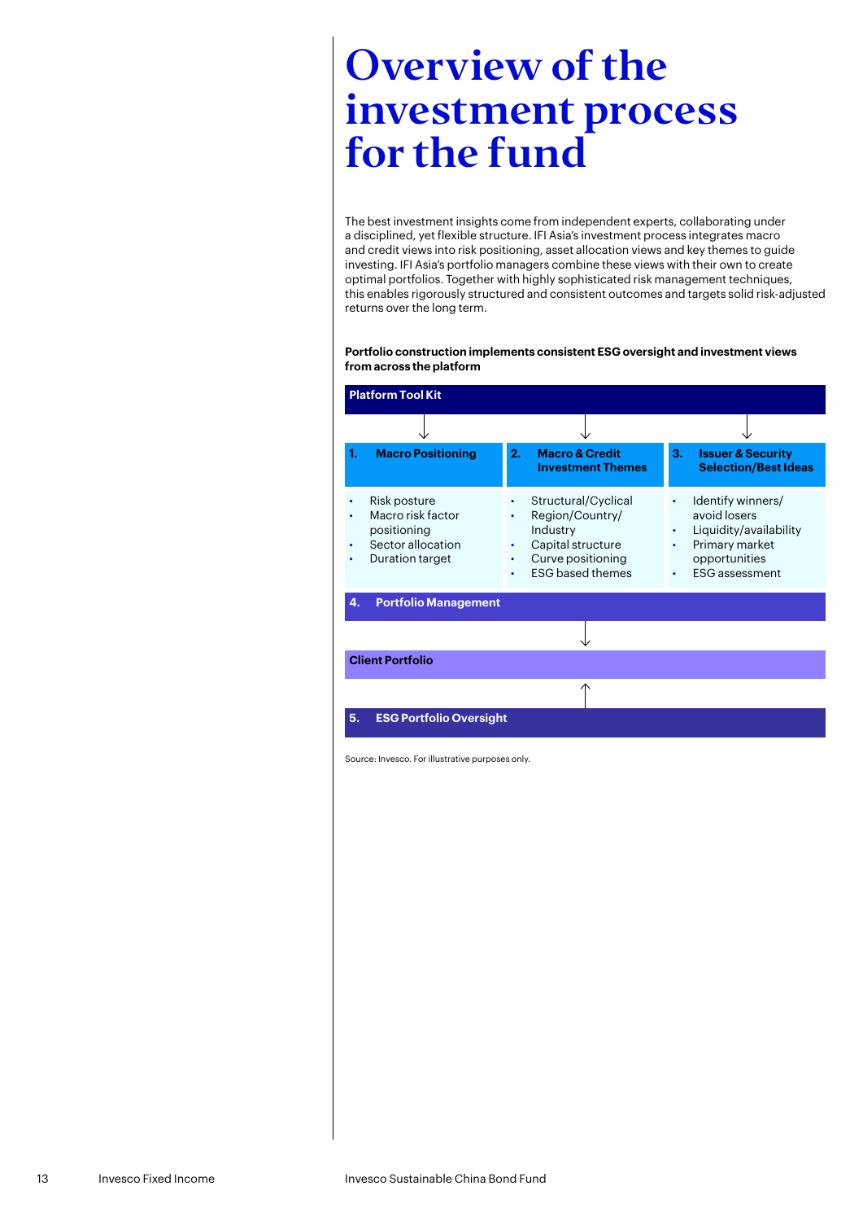# Overview of the investment process for the fund

The best investment insights come from independent experts, collaborating under a disciplined, yet flexible structure. IFI Asia's investment process integrates macro and credit views into risk positioning, asset allocation views and key themes to guide investing. IFI Asia's portfolio managers combine these views with their own to create optimal portfolios. Together with highly sophisticated risk management techniques, this enables rigorously structured and consistent outcomes and targets solid risk-adjusted returns over the long term.

**Portfolio construction implements consistent ESG oversight and investment views from across the platform**

**Platform Tool Kit**

↓

| 1. Macro Positioning | 2. Macro & Credit Investment Themes | 3. Issuer & Security Selection/Best Ideas |
|---|---|---|
| • Risk posture<br>• Macro risk factor positioning<br>• Sector allocation<br>• Duration target | • Structural/Cyclical<br>• Region/Country/ Industry<br>• Capital structure<br>• Curve positioning<br>• ESG based themes | • Identify winners/ avoid losers<br>• Liquidity/availability<br>• Primary market opportunities<br>• ESG assessment |

**4. Portfolio Management**

↓

**Client Portfolio**

↑

**5. ESG Portfolio Oversight**

Source: Invesco. For illustrative purposes only.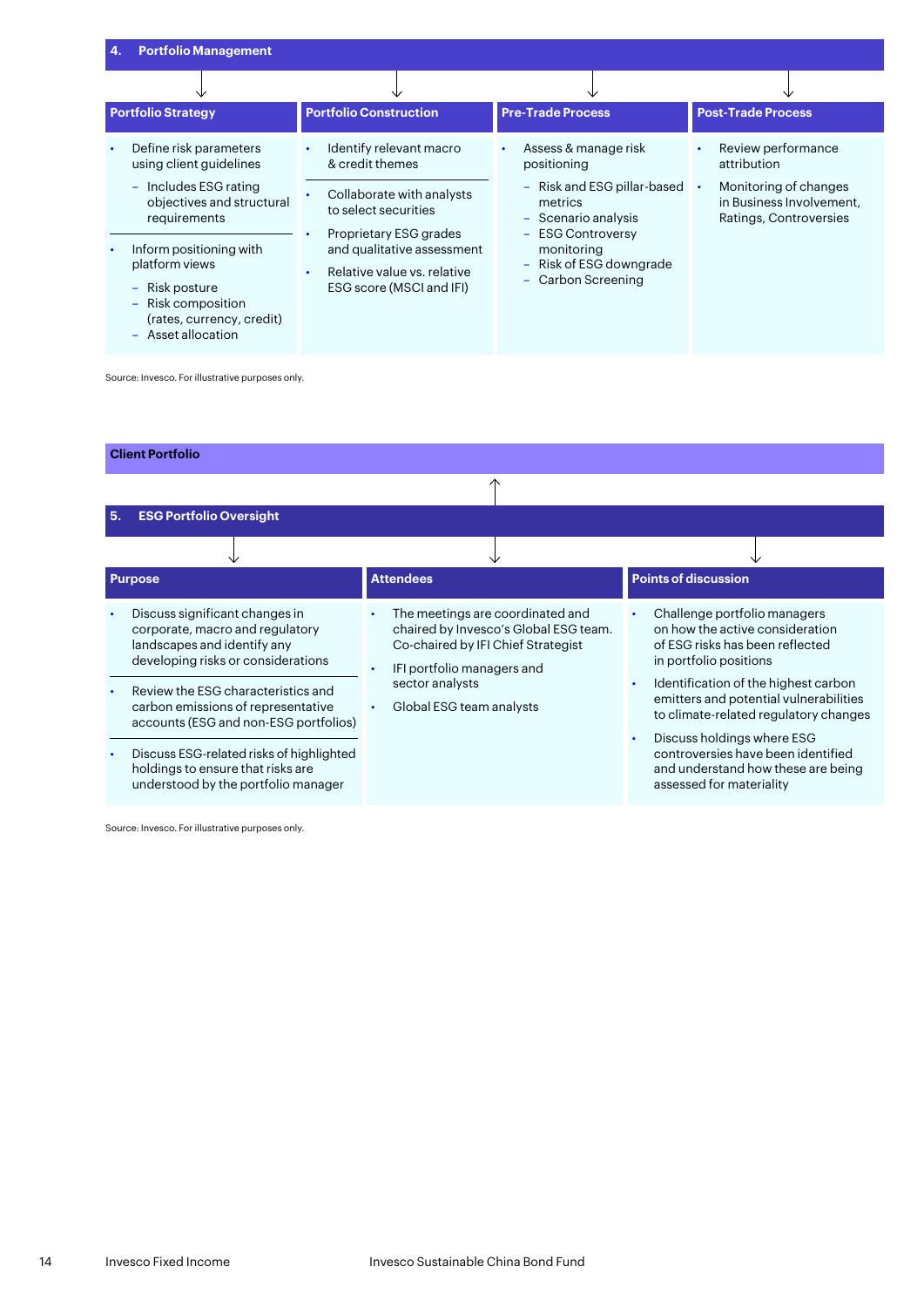## 4. Portfolio Management

### Portfolio Strategy

- Define risk parameters using client guidelines
  - Includes ESG rating objectives and structural requirements
- Inform positioning with platform views
  - Risk posture
  - Risk composition (rates, currency, credit)
  - Asset allocation

### Portfolio Construction

- Identify relevant macro & credit themes
- Collaborate with analysts to select securities
- Proprietary ESG grades and qualitative assessment
- Relative value vs. relative ESG score (MSCI and IFI)

### Pre-Trade Process

- Assess & manage risk positioning
  - Risk and ESG pillar-based metrics
  - Scenario analysis
  - ESG Controversy monitoring
  - Risk of ESG downgrade
  - Carbon Screening

### Post-Trade Process

- Review performance attribution
- Monitoring of changes in Business Involvement, Ratings, Controversies

Source: Invesco. For illustrative purposes only.

**Client Portfolio**

## 5. ESG Portfolio Oversight

### Purpose

- Discuss significant changes in corporate, macro and regulatory landscapes and identify any developing risks or considerations
- Review the ESG characteristics and carbon emissions of representative accounts (ESG and non-ESG portfolios)
- Discuss ESG-related risks of highlighted holdings to ensure that risks are understood by the portfolio manager

### Attendees

- The meetings are coordinated and chaired by Invesco's Global ESG team. Co-chaired by IFI Chief Strategist
- IFI portfolio managers and sector analysts
- Global ESG team analysts

### Points of discussion

- Challenge portfolio managers on how the active consideration of ESG risks has been reflected in portfolio positions
- Identification of the highest carbon emitters and potential vulnerabilities to climate-related regulatory changes
- Discuss holdings where ESG controversies have been identified and understand how these are being assessed for materiality

Source: Invesco. For illustrative purposes only.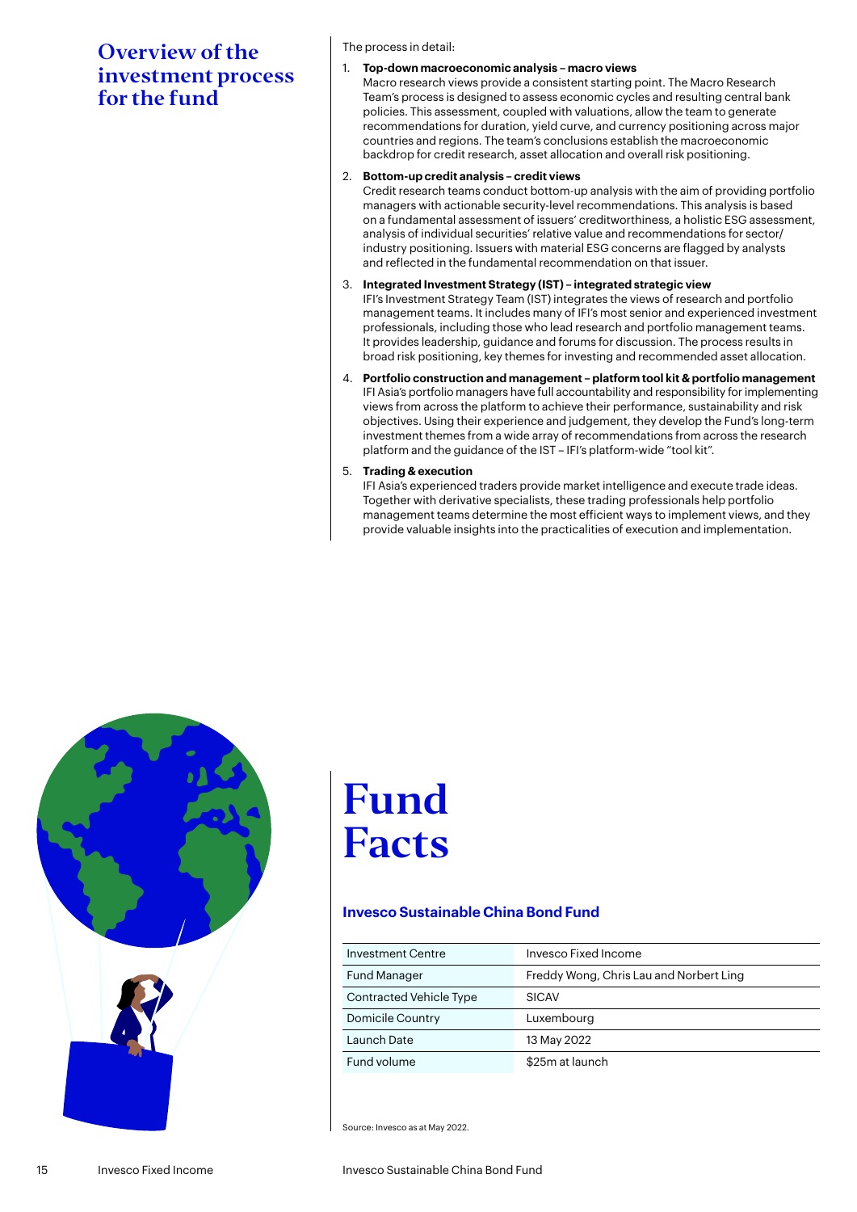## Overview of the investment process for the fund

The process in detail:

1. **Top-down macroeconomic analysis – macro views**
   Macro research views provide a consistent starting point. The Macro Research Team's process is designed to assess economic cycles and resulting central bank policies. This assessment, coupled with valuations, allow the team to generate recommendations for duration, yield curve, and currency positioning across major countries and regions. The team's conclusions establish the macroeconomic backdrop for credit research, asset allocation and overall risk positioning.

2. **Bottom-up credit analysis – credit views**
   Credit research teams conduct bottom-up analysis with the aim of providing portfolio managers with actionable security-level recommendations. This analysis is based on a fundamental assessment of issuers' creditworthiness, a holistic ESG assessment, analysis of individual securities' relative value and recommendations for sector/industry positioning. Issuers with material ESG concerns are flagged by analysts and reflected in the fundamental recommendation on that issuer.

3. **Integrated Investment Strategy (IST) – integrated strategic view**
   IFI's Investment Strategy Team (IST) integrates the views of research and portfolio management teams. It includes many of IFI's most senior and experienced investment professionals, including those who lead research and portfolio management teams. It provides leadership, guidance and forums for discussion. The process results in broad risk positioning, key themes for investing and recommended asset allocation.

4. **Portfolio construction and management – platform tool kit & portfolio management**
   IFI Asia's portfolio managers have full accountability and responsibility for implementing views from across the platform to achieve their performance, sustainability and risk objectives. Using their experience and judgement, they develop the Fund's long-term investment themes from a wide array of recommendations from across the research platform and the guidance of the IST – IFI's platform-wide "tool kit".

5. **Trading & execution**
   IFI Asia's experienced traders provide market intelligence and execute trade ideas. Together with derivative specialists, these trading professionals help portfolio management teams determine the most efficient ways to implement views, and they provide valuable insights into the practicalities of execution and implementation.

# Fund Facts

### Invesco Sustainable China Bond Fund

| | |
|---|---|
| Investment Centre | Invesco Fixed Income |
| Fund Manager | Freddy Wong, Chris Lau and Norbert Ling |
| Contracted Vehicle Type | SICAV |
| Domicile Country | Luxembourg |
| Launch Date | 13 May 2022 |
| Fund volume | $25m at launch |

Source: Invesco as at May 2022.